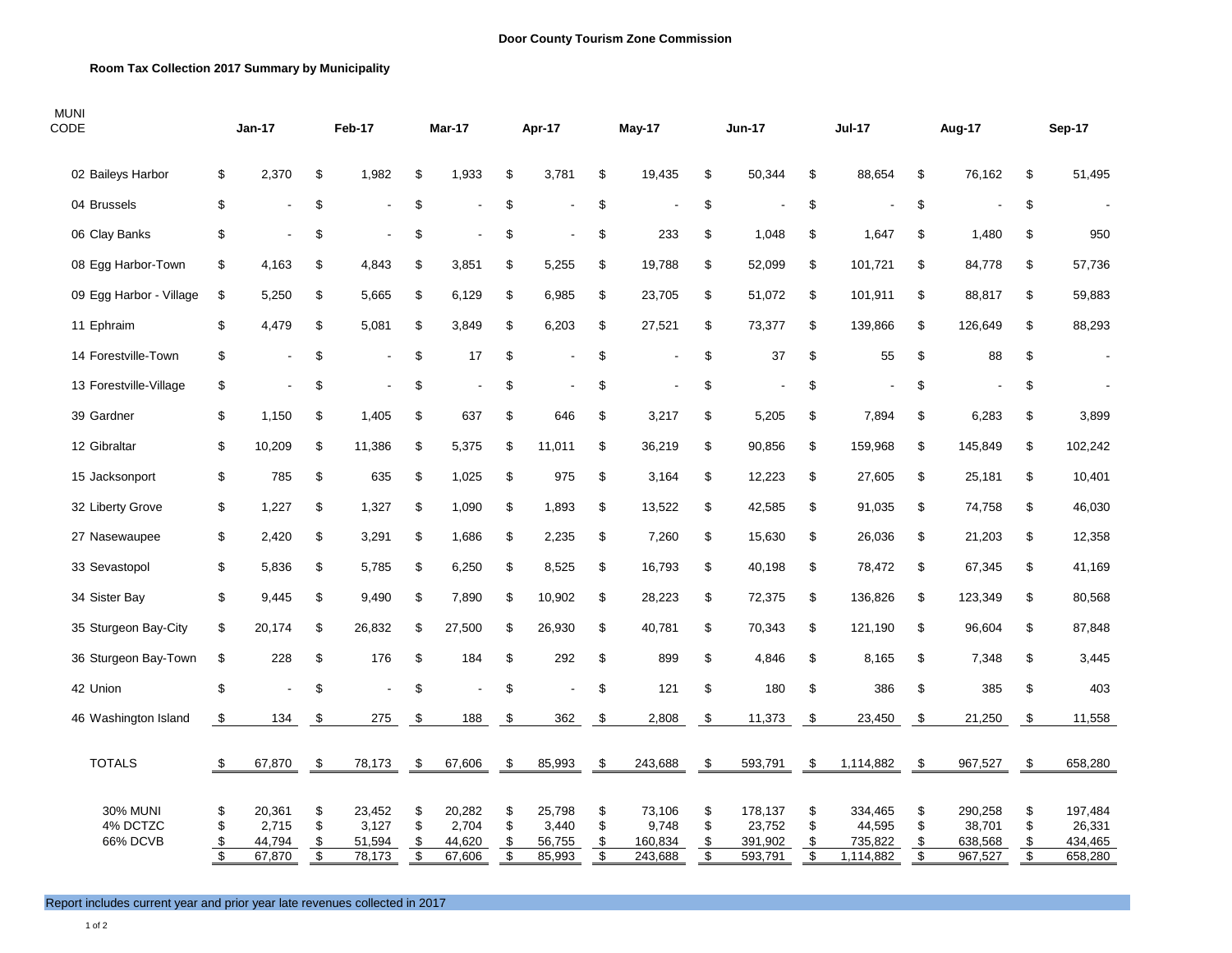**Door County Tourism Zone Commission**

**Room Tax Collection 2017 Summary by Municipality**

| MUNI CODE | Jan-17 | Feb-17 | Mar-17 | Apr-17 | May-17 | Jun-17 | Jul-17 | Aug-17 | Sep-17 |
|---|---|---|---|---|---|---|---|---|---|
| 02 Baileys Harbor | $ 2,370 | $ 1,982 | $ 1,933 | $ 3,781 | $ 19,435 | $ 50,344 | $ 88,654 | $ 76,162 | $ 51,495 |
| 04 Brussels | $ - | $ - | $ - | $ - | $ - | $ - | $ - | $ - | $ - |
| 06 Clay Banks | $ - | $ - | $ - | $ - | $ 233 | $ 1,048 | $ 1,647 | $ 1,480 | $ 950 |
| 08 Egg Harbor-Town | $ 4,163 | $ 4,843 | $ 3,851 | $ 5,255 | $ 19,788 | $ 52,099 | $ 101,721 | $ 84,778 | $ 57,736 |
| 09 Egg Harbor - Village | $ 5,250 | $ 5,665 | $ 6,129 | $ 6,985 | $ 23,705 | $ 51,072 | $ 101,911 | $ 88,817 | $ 59,883 |
| 11 Ephraim | $ 4,479 | $ 5,081 | $ 3,849 | $ 6,203 | $ 27,521 | $ 73,377 | $ 139,866 | $ 126,649 | $ 88,293 |
| 14 Forestville-Town | $ - | $ - | $ 17 | $ - | $ - | $ 37 | $ 55 | $ 88 | $ - |
| 13 Forestville-Village | $ - | $ - | $ - | $ - | $ - | $ - | $ - | $ - | $ - |
| 39 Gardner | $ 1,150 | $ 1,405 | $ 637 | $ 646 | $ 3,217 | $ 5,205 | $ 7,894 | $ 6,283 | $ 3,899 |
| 12 Gibraltar | $ 10,209 | $ 11,386 | $ 5,375 | $ 11,011 | $ 36,219 | $ 90,856 | $ 159,968 | $ 145,849 | $ 102,242 |
| 15 Jacksonport | $ 785 | $ 635 | $ 1,025 | $ 975 | $ 3,164 | $ 12,223 | $ 27,605 | $ 25,181 | $ 10,401 |
| 32 Liberty Grove | $ 1,227 | $ 1,327 | $ 1,090 | $ 1,893 | $ 13,522 | $ 42,585 | $ 91,035 | $ 74,758 | $ 46,030 |
| 27 Nasewaupee | $ 2,420 | $ 3,291 | $ 1,686 | $ 2,235 | $ 7,260 | $ 15,630 | $ 26,036 | $ 21,203 | $ 12,358 |
| 33 Sevastopol | $ 5,836 | $ 5,785 | $ 6,250 | $ 8,525 | $ 16,793 | $ 40,198 | $ 78,472 | $ 67,345 | $ 41,169 |
| 34 Sister Bay | $ 9,445 | $ 9,490 | $ 7,890 | $ 10,902 | $ 28,223 | $ 72,375 | $ 136,826 | $ 123,349 | $ 80,568 |
| 35 Sturgeon Bay-City | $ 20,174 | $ 26,832 | $ 27,500 | $ 26,930 | $ 40,781 | $ 70,343 | $ 121,190 | $ 96,604 | $ 87,848 |
| 36 Sturgeon Bay-Town | $ 228 | $ 176 | $ 184 | $ 292 | $ 899 | $ 4,846 | $ 8,165 | $ 7,348 | $ 3,445 |
| 42 Union | $ - | $ - | $ - | $ - | $ 121 | $ 180 | $ 386 | $ 385 | $ 403 |
| 46 Washington Island | $ 134 | $ 275 | $ 188 | $ 362 | $ 2,808 | $ 11,373 | $ 23,450 | $ 21,250 | $ 11,558 |
| TOTALS | $ 67,870 | $ 78,173 | $ 67,606 | $ 85,993 | $ 243,688 | $ 593,791 | $ 1,114,882 | $ 967,527 | $ 658,280 |
| 30% MUNI | $ 20,361 | $ 23,452 | $ 20,282 | $ 25,798 | $ 73,106 | $ 178,137 | $ 334,465 | $ 290,258 | $ 197,484 |
| 4% DCTZC | $ 2,715 | $ 3,127 | $ 2,704 | $ 3,440 | $ 9,748 | $ 23,752 | $ 44,595 | $ 38,701 | $ 26,331 |
| 66% DCVB | $ 44,794 | $ 51,594 | $ 44,620 | $ 56,755 | $ 160,834 | $ 391,902 | $ 735,822 | $ 638,568 | $ 434,465 |
| | $ 67,870 | $ 78,173 | $ 67,606 | $ 85,993 | $ 243,688 | $ 593,791 | $ 1,114,882 | $ 967,527 | $ 658,280 |

Report includes current year and prior year late revenues collected in 2017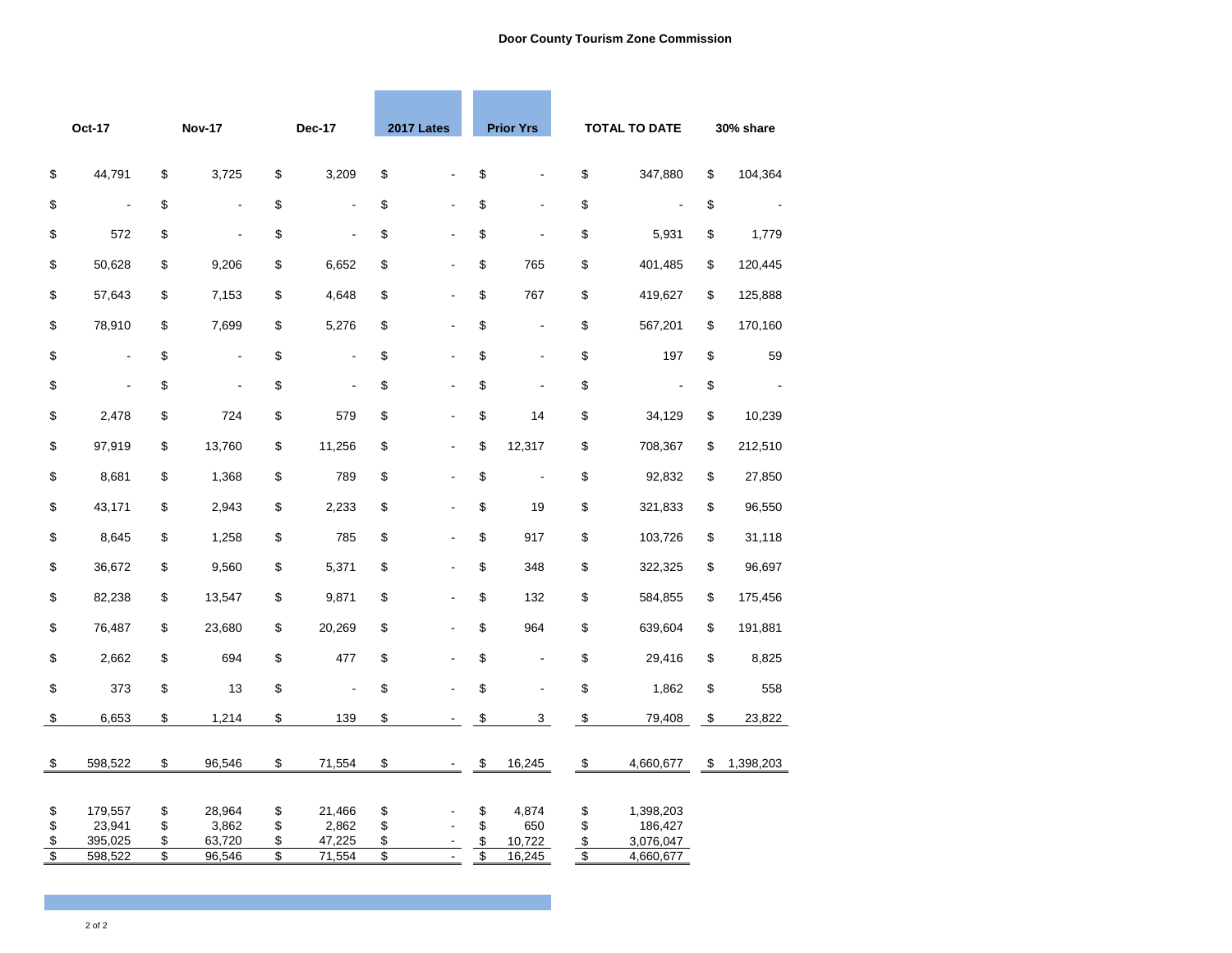**Door County Tourism Zone Commission**

| Oct-17 | Nov-17 | Dec-17 | 2017 Lates | Prior Yrs | TOTAL TO DATE | 30% share |
|---|---|---|---|---|---|---|
| $ 44,791 | $ 3,725 | $ 3,209 | $ - | $ - | $ 347,880 | $ 104,364 |
| $ - | $ - | $ - | $ - | $ - | $ - | $ - |
| $ 572 | $ - | $ - | $ - | $ - | $ 5,931 | $ 1,779 |
| $ 50,628 | $ 9,206 | $ 6,652 | $ - | $ 765 | $ 401,485 | $ 120,445 |
| $ 57,643 | $ 7,153 | $ 4,648 | $ - | $ 767 | $ 419,627 | $ 125,888 |
| $ 78,910 | $ 7,699 | $ 5,276 | $ - | $ - | $ 567,201 | $ 170,160 |
| $ - | $ - | $ - | $ - | $ - | $ 197 | $ 59 |
| $ - | $ - | $ - | $ - | $ - | $ - | $ - |
| $ 2,478 | $ 724 | $ 579 | $ - | $ 14 | $ 34,129 | $ 10,239 |
| $ 97,919 | $ 13,760 | $ 11,256 | $ - | $ 12,317 | $ 708,367 | $ 212,510 |
| $ 8,681 | $ 1,368 | $ 789 | $ - | $ - | $ 92,832 | $ 27,850 |
| $ 43,171 | $ 2,943 | $ 2,233 | $ - | $ 19 | $ 321,833 | $ 96,550 |
| $ 8,645 | $ 1,258 | $ 785 | $ - | $ 917 | $ 103,726 | $ 31,118 |
| $ 36,672 | $ 9,560 | $ 5,371 | $ - | $ 348 | $ 322,325 | $ 96,697 |
| $ 82,238 | $ 13,547 | $ 9,871 | $ - | $ 132 | $ 584,855 | $ 175,456 |
| $ 76,487 | $ 23,680 | $ 20,269 | $ - | $ 964 | $ 639,604 | $ 191,881 |
| $ 2,662 | $ 694 | $ 477 | $ - | $ - | $ 29,416 | $ 8,825 |
| $ 373 | $ 13 | $ - | $ - | $ - | $ 1,862 | $ 558 |
| $ 6,653 | $ 1,214 | $ 139 | $ - | $ 3 | $ 79,408 | $ 23,822 |
| $ 598,522 | $ 96,546 | $ 71,554 | $ - | $ 16,245 | $ 4,660,677 | $ 1,398,203 |
| $ 179,557 | $ 28,964 | $ 21,466 | $ - | $ 4,874 | $ 1,398,203 | |
| $ 23,941 | $ 3,862 | $ 2,862 | $ - | $ 650 | $ 186,427 | |
| $ 395,025 | $ 63,720 | $ 47,225 | $ - | $ 10,722 | $ 3,076,047 | |
| $ 598,522 | $ 96,546 | $ 71,554 | $ - | $ 16,245 | $ 4,660,677 | |